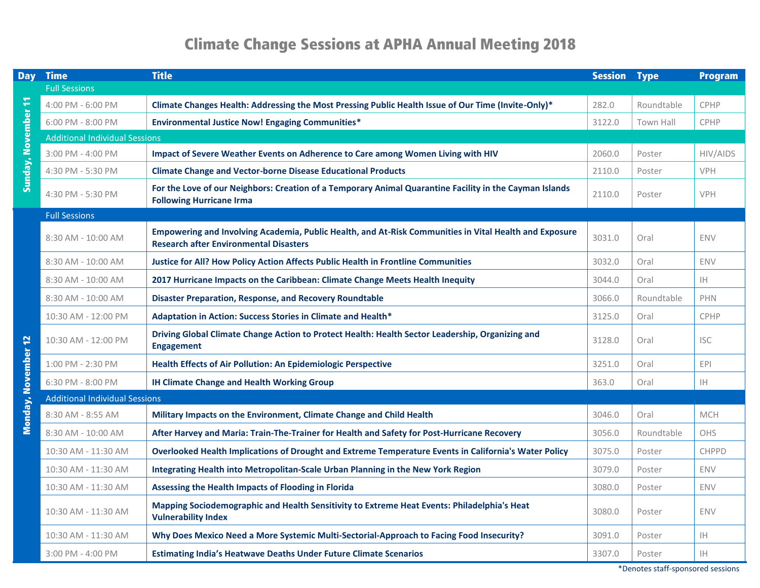# Climate Change Sessions at APHA Annual Meeting 2018

| Day | Time | Title | Session | Type | Program |
|---|---|---|---|---|---|
| Sunday, November 11 | Full Sessions | | | | |
| | 4:00 PM - 6:00 PM | **Climate Changes Health: Addressing the Most Pressing Public Health Issue of Our Time (Invite-Only)*** | 282.0 | Roundtable | CPHP |
| | 6:00 PM - 8:00 PM | **Environmental Justice Now! Engaging Communities*** | 3122.0 | Town Hall | CPHP |
| | Additional Individual Sessions | | | | |
| | 3:00 PM - 4:00 PM | **Impact of Severe Weather Events on Adherence to Care among Women Living with HIV** | 2060.0 | Poster | HIV/AIDS |
| | 4:30 PM - 5:30 PM | **Climate Change and Vector-borne Disease Educational Products** | 2110.0 | Poster | VPH |
| | 4:30 PM - 5:30 PM | **For the Love of our Neighbors: Creation of a Temporary Animal Quarantine Facility in the Cayman Islands Following Hurricane Irma** | 2110.0 | Poster | VPH |
| Monday, November 12 | Full Sessions | | | | |
| | 8:30 AM - 10:00 AM | **Empowering and Involving Academia, Public Health, and At-Risk Communities in Vital Health and Exposure Research after Environmental Disasters** | 3031.0 | Oral | ENV |
| | 8:30 AM - 10:00 AM | **Justice for All? How Policy Action Affects Public Health in Frontline Communities** | 3032.0 | Oral | ENV |
| | 8:30 AM - 10:00 AM | **2017 Hurricane Impacts on the Caribbean: Climate Change Meets Health Inequity** | 3044.0 | Oral | IH |
| | 8:30 AM - 10:00 AM | **Disaster Preparation, Response, and Recovery Roundtable** | 3066.0 | Roundtable | PHN |
| | 10:30 AM - 12:00 PM | **Adaptation in Action: Success Stories in Climate and Health*** | 3125.0 | Oral | CPHP |
| | 10:30 AM - 12:00 PM | **Driving Global Climate Change Action to Protect Health: Health Sector Leadership, Organizing and Engagement** | 3128.0 | Oral | ISC |
| | 1:00 PM - 2:30 PM | **Health Effects of Air Pollution: An Epidemiologic Perspective** | 3251.0 | Oral | EPI |
| | 6:30 PM - 8:00 PM | **IH Climate Change and Health Working Group** | 363.0 | Oral | IH |
| | Additional Individual Sessions | | | | |
| | 8:30 AM - 8:55 AM | **Military Impacts on the Environment, Climate Change and Child Health** | 3046.0 | Oral | MCH |
| | 8:30 AM - 10:00 AM | **After Harvey and Maria: Train-The-Trainer for Health and Safety for Post-Hurricane Recovery** | 3056.0 | Roundtable | OHS |
| | 10:30 AM - 11:30 AM | **Overlooked Health Implications of Drought and Extreme Temperature Events in California's Water Policy** | 3075.0 | Poster | CHPPD |
| | 10:30 AM - 11:30 AM | **Integrating Health into Metropolitan-Scale Urban Planning in the New York Region** | 3079.0 | Poster | ENV |
| | 10:30 AM - 11:30 AM | **Assessing the Health Impacts of Flooding in Florida** | 3080.0 | Poster | ENV |
| | 10:30 AM - 11:30 AM | **Mapping Sociodemographic and Health Sensitivity to Extreme Heat Events: Philadelphia's Heat Vulnerability Index** | 3080.0 | Poster | ENV |
| | 10:30 AM - 11:30 AM | **Why Does Mexico Need a More Systemic Multi-Sectorial-Approach to Facing Food Insecurity?** | 3091.0 | Poster | IH |
| | 3:00 PM - 4:00 PM | **Estimating India's Heatwave Deaths Under Future Climate Scenarios** | 3307.0 | Poster | IH |

*Denotes staff-sponsored sessions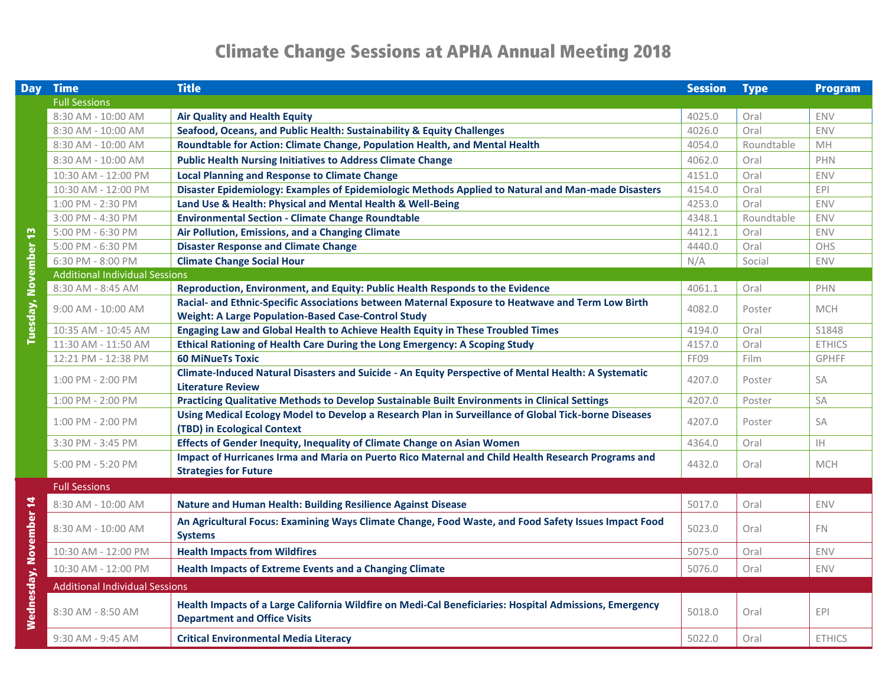# Climate Change Sessions at APHA Annual Meeting 2018

| Day | Time | Title | Session | Type | Program |
|---|---|---|---|---|---|
| Tuesday, November 13 | Full Sessions | | | | |
| | 8:30 AM - 10:00 AM | **Air Quality and Health Equity** | 4025.0 | Oral | ENV |
| | 8:30 AM - 10:00 AM | **Seafood, Oceans, and Public Health: Sustainability & Equity Challenges** | 4026.0 | Oral | ENV |
| | 8:30 AM - 10:00 AM | **Roundtable for Action: Climate Change, Population Health, and Mental Health** | 4054.0 | Roundtable | MH |
| | 8:30 AM - 10:00 AM | **Public Health Nursing Initiatives to Address Climate Change** | 4062.0 | Oral | PHN |
| | 10:30 AM - 12:00 PM | **Local Planning and Response to Climate Change** | 4151.0 | Oral | ENV |
| | 10:30 AM - 12:00 PM | **Disaster Epidemiology: Examples of Epidemiologic Methods Applied to Natural and Man-made Disasters** | 4154.0 | Oral | EPI |
| | 1:00 PM - 2:30 PM | **Land Use & Health: Physical and Mental Health & Well-Being** | 4253.0 | Oral | ENV |
| | 3:00 PM - 4:30 PM | **Environmental Section - Climate Change Roundtable** | 4348.1 | Roundtable | ENV |
| | 5:00 PM - 6:30 PM | **Air Pollution, Emissions, and a Changing Climate** | 4412.1 | Oral | ENV |
| | 5:00 PM - 6:30 PM | **Disaster Response and Climate Change** | 4440.0 | Oral | OHS |
| | 6:30 PM - 8:00 PM | **Climate Change Social Hour** | N/A | Social | ENV |
| | Additional Individual Sessions | | | | |
| | 8:30 AM - 8:45 AM | **Reproduction, Environment, and Equity: Public Health Responds to the Evidence** | 4061.1 | Oral | PHN |
| | 9:00 AM - 10:00 AM | **Racial- and Ethnic-Specific Associations between Maternal Exposure to Heatwave and Term Low Birth Weight: A Large Population-Based Case-Control Study** | 4082.0 | Poster | MCH |
| | 10:35 AM - 10:45 AM | **Engaging Law and Global Health to Achieve Health Equity in These Troubled Times** | 4194.0 | Oral | S1848 |
| | 11:30 AM - 11:50 AM | **Ethical Rationing of Health Care During the Long Emergency: A Scoping Study** | 4157.0 | Oral | ETHICS |
| | 12:21 PM - 12:38 PM | **60 MiNueTs Toxic** | FF09 | Film | GPHFF |
| | 1:00 PM - 2:00 PM | **Climate-Induced Natural Disasters and Suicide - An Equity Perspective of Mental Health: A Systematic Literature Review** | 4207.0 | Poster | SA |
| | 1:00 PM - 2:00 PM | **Practicing Qualitative Methods to Develop Sustainable Built Environments in Clinical Settings** | 4207.0 | Poster | SA |
| | 1:00 PM - 2:00 PM | **Using Medical Ecology Model to Develop a Research Plan in Surveillance of Global Tick-borne Diseases (TBD) in Ecological Context** | 4207.0 | Poster | SA |
| | 3:30 PM - 3:45 PM | **Effects of Gender Inequity, Inequality of Climate Change on Asian Women** | 4364.0 | Oral | IH |
| | 5:00 PM - 5:20 PM | **Impact of Hurricanes Irma and Maria on Puerto Rico Maternal and Child Health Research Programs and Strategies for Future** | 4432.0 | Oral | MCH |
| Wednesday, November 14 | Full Sessions | | | | |
| | 8:30 AM - 10:00 AM | **Nature and Human Health: Building Resilience Against Disease** | 5017.0 | Oral | ENV |
| | 8:30 AM - 10:00 AM | **An Agricultural Focus: Examining Ways Climate Change, Food Waste, and Food Safety Issues Impact Food Systems** | 5023.0 | Oral | FN |
| | 10:30 AM - 12:00 PM | **Health Impacts from Wildfires** | 5075.0 | Oral | ENV |
| | 10:30 AM - 12:00 PM | **Health Impacts of Extreme Events and a Changing Climate** | 5076.0 | Oral | ENV |
| | Additional Individual Sessions | | | | |
| | 8:30 AM - 8:50 AM | **Health Impacts of a Large California Wildfire on Medi-Cal Beneficiaries: Hospital Admissions, Emergency Department and Office Visits** | 5018.0 | Oral | EPI |
| | 9:30 AM - 9:45 AM | **Critical Environmental Media Literacy** | 5022.0 | Oral | ETHICS |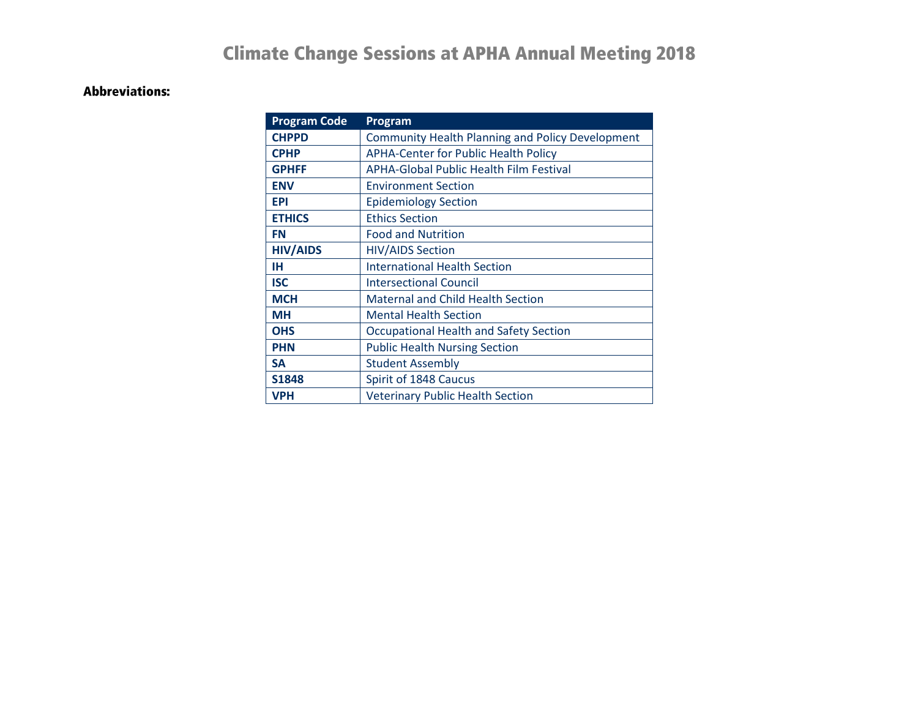# Climate Change Sessions at APHA Annual Meeting 2018

**Abbreviations:**

| Program Code | Program |
|---|---|
| **CHPPD** | Community Health Planning and Policy Development |
| **CPHP** | APHA-Center for Public Health Policy |
| **GPHFF** | APHA-Global Public Health Film Festival |
| **ENV** | Environment Section |
| **EPI** | Epidemiology Section |
| **ETHICS** | Ethics Section |
| **FN** | Food and Nutrition |
| **HIV/AIDS** | HIV/AIDS Section |
| **IH** | International Health Section |
| **ISC** | Intersectional Council |
| **MCH** | Maternal and Child Health Section |
| **MH** | Mental Health Section |
| **OHS** | Occupational Health and Safety Section |
| **PHN** | Public Health Nursing Section |
| **SA** | Student Assembly |
| **S1848** | Spirit of 1848 Caucus |
| **VPH** | Veterinary Public Health Section |